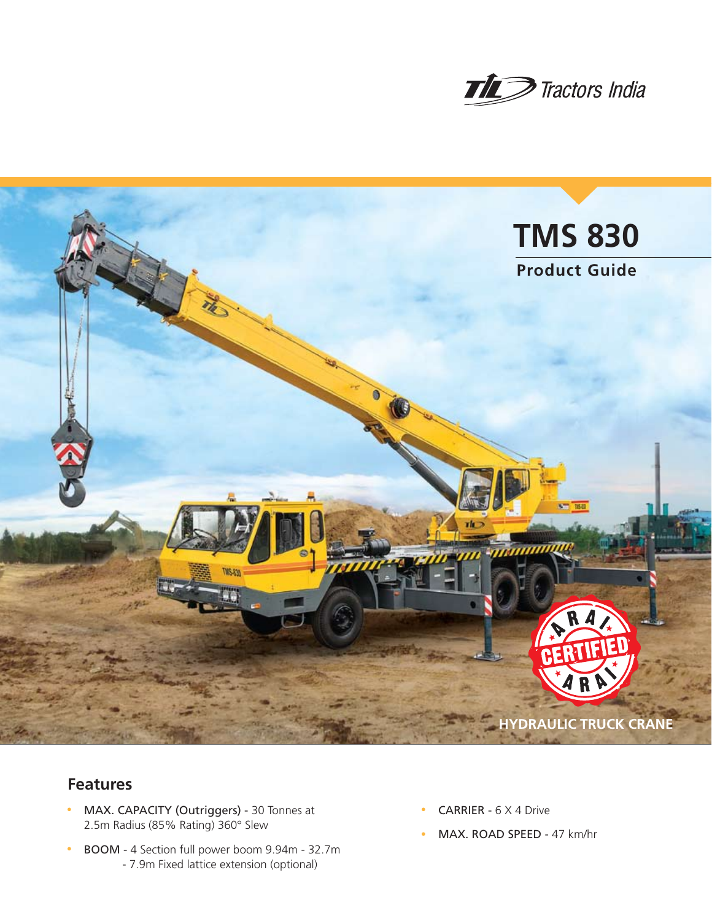Tractors India

# TMS 830

## Product Guide

HYDRAULIC TRUCK CRANE

### Features

- MAX. CAPACITY (Outriggers) - 30 Tonnes at 2.5m Radius (85% Rating) 360° Slew
- BOOM - 4 Section full power boom 9.94m - 32.7m
  - 7.9m Fixed lattice extension (optional)
- CARRIER - 6 X 4 Drive
- MAX. ROAD SPEED - 47 km/hr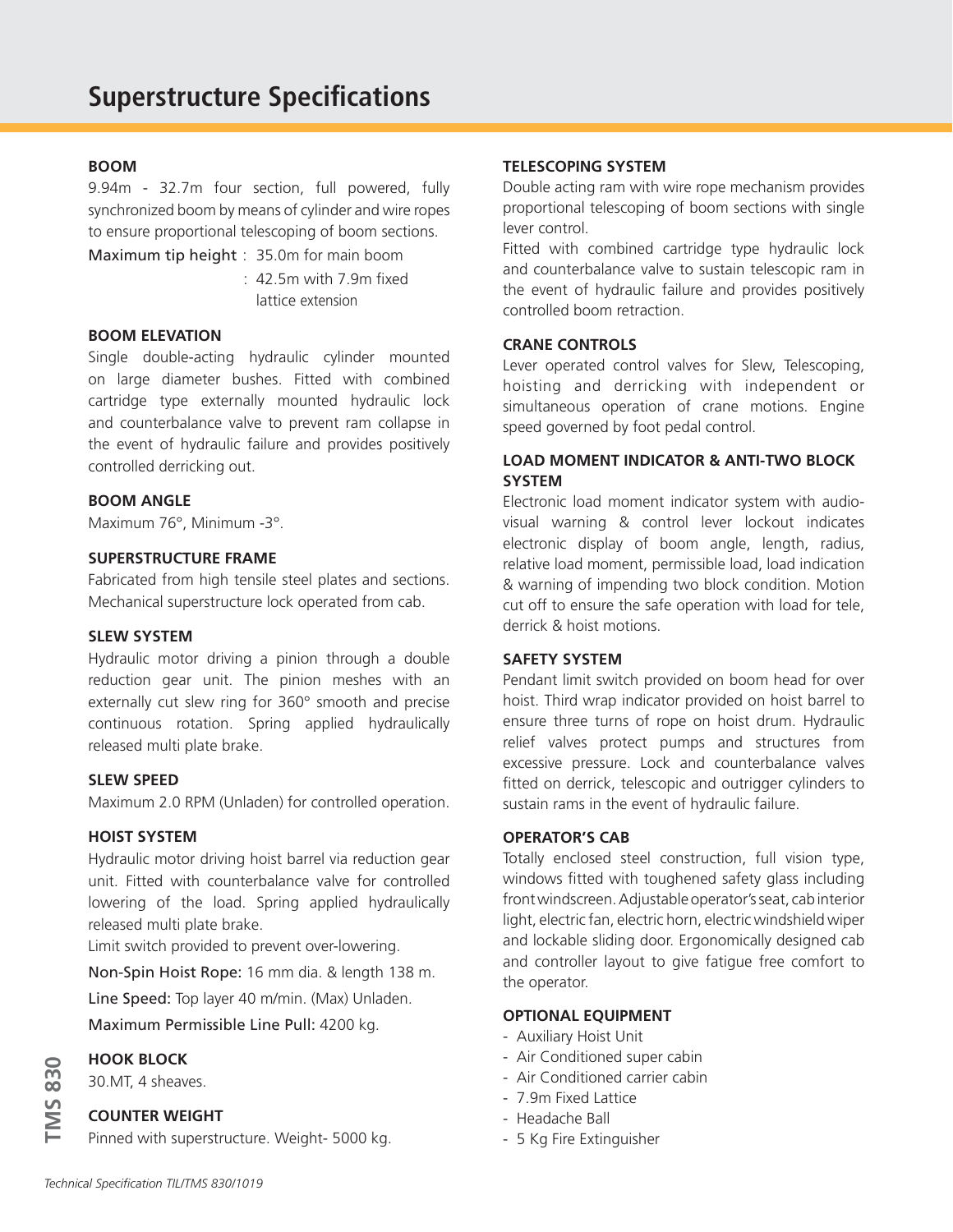# Superstructure Specifications

### BOOM

9.94m - 32.7m four section, full powered, fully synchronized boom by means of cylinder and wire ropes to ensure proportional telescoping of boom sections.

Maximum tip height : 35.0m for main boom
: 42.5m with 7.9m fixed lattice extension

### BOOM ELEVATION

Single double-acting hydraulic cylinder mounted on large diameter bushes. Fitted with combined cartridge type externally mounted hydraulic lock and counterbalance valve to prevent ram collapse in the event of hydraulic failure and provides positively controlled derricking out.

### BOOM ANGLE

Maximum 76°, Minimum -3°.

### SUPERSTRUCTURE FRAME

Fabricated from high tensile steel plates and sections. Mechanical superstructure lock operated from cab.

### SLEW SYSTEM

Hydraulic motor driving a pinion through a double reduction gear unit. The pinion meshes with an externally cut slew ring for 360° smooth and precise continuous rotation. Spring applied hydraulically released multi plate brake.

### SLEW SPEED

Maximum 2.0 RPM (Unladen) for controlled operation.

### HOIST SYSTEM

Hydraulic motor driving hoist barrel via reduction gear unit. Fitted with counterbalance valve for controlled lowering of the load. Spring applied hydraulically released multi plate brake.

Limit switch provided to prevent over-lowering.

Non-Spin Hoist Rope: 16 mm dia. & length 138 m.

Line Speed: Top layer 40 m/min. (Max) Unladen.

Maximum Permissible Line Pull: 4200 kg.

### HOOK BLOCK

30.MT, 4 sheaves.

### COUNTER WEIGHT

Pinned with superstructure. Weight- 5000 kg.

### TELESCOPING SYSTEM

Double acting ram with wire rope mechanism provides proportional telescoping of boom sections with single lever control.

Fitted with combined cartridge type hydraulic lock and counterbalance valve to sustain telescopic ram in the event of hydraulic failure and provides positively controlled boom retraction.

### CRANE CONTROLS

Lever operated control valves for Slew, Telescoping, hoisting and derricking with independent or simultaneous operation of crane motions. Engine speed governed by foot pedal control.

### LOAD MOMENT INDICATOR & ANTI-TWO BLOCK SYSTEM

Electronic load moment indicator system with audio-visual warning & control lever lockout indicates electronic display of boom angle, length, radius, relative load moment, permissible load, load indication & warning of impending two block condition. Motion cut off to ensure the safe operation with load for tele, derrick & hoist motions.

### SAFETY SYSTEM

Pendant limit switch provided on boom head for over hoist. Third wrap indicator provided on hoist barrel to ensure three turns of rope on hoist drum. Hydraulic relief valves protect pumps and structures from excessive pressure. Lock and counterbalance valves fitted on derrick, telescopic and outrigger cylinders to sustain rams in the event of hydraulic failure.

### OPERATOR'S CAB

Totally enclosed steel construction, full vision type, windows fitted with toughened safety glass including front windscreen. Adjustable operator's seat, cab interior light, electric fan, electric horn, electric windshield wiper and lockable sliding door. Ergonomically designed cab and controller layout to give fatigue free comfort to the operator.

### OPTIONAL EQUIPMENT

- Auxiliary Hoist Unit
- Air Conditioned super cabin
- Air Conditioned carrier cabin
- 7.9m Fixed Lattice
- Headache Ball
- 5 Kg Fire Extinguisher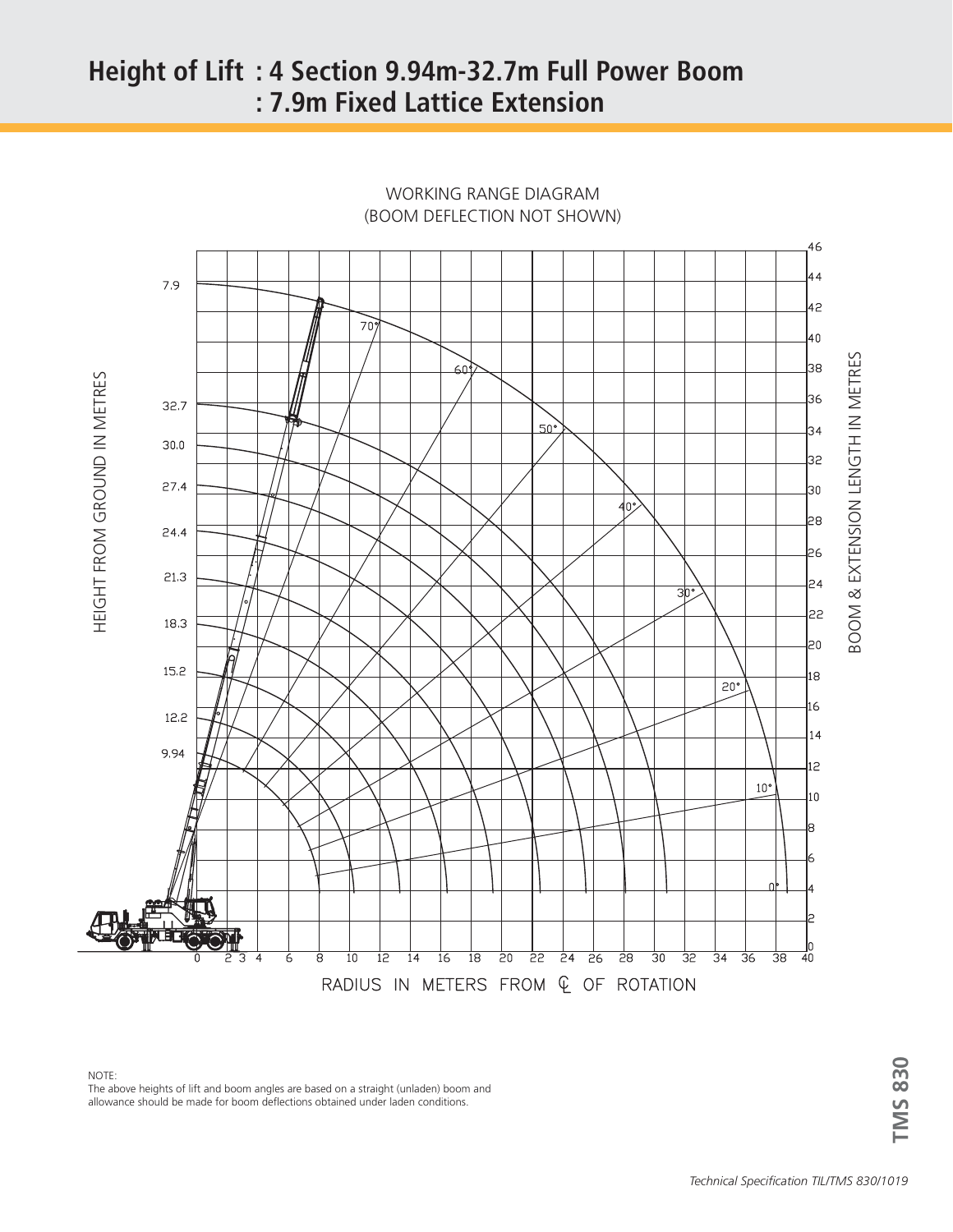# Height of Lift : 4 Section 9.94m-32.7m Full Power Boom
# : 7.9m Fixed Lattice Extension

WORKING RANGE DIAGRAM
(BOOM DEFLECTION NOT SHOWN)

HEIGHT FROM GROUND IN METRES

BOOM & EXTENSION LENGTH IN METRES

RADIUS IN METERS FROM ℄ OF ROTATION

NOTE:
The above heights of lift and boom angles are based on a straight (unladen) boom and allowance should be made for boom deflections obtained under laden conditions.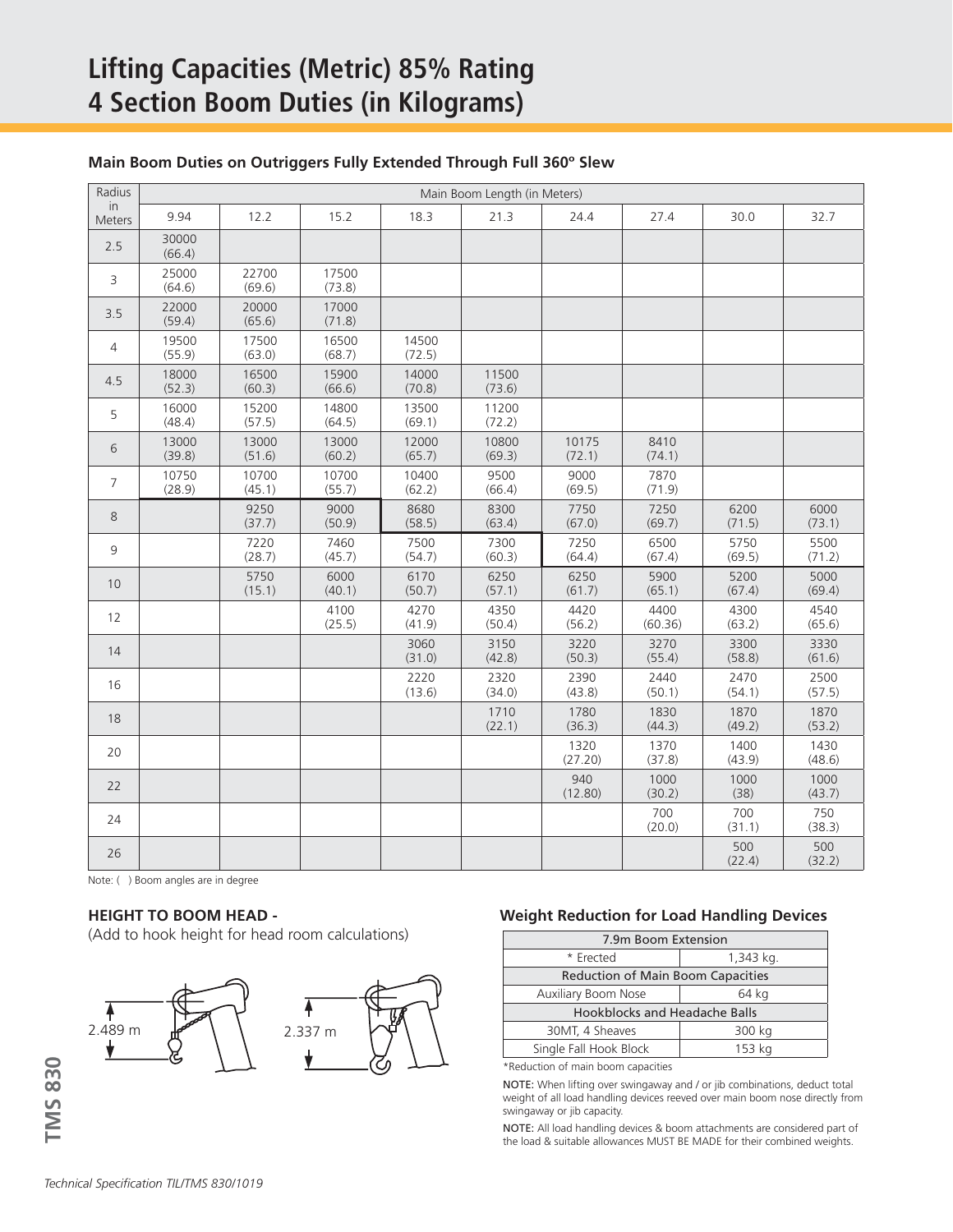# Lifting Capacities (Metric) 85% Rating
# 4 Section Boom Duties (in Kilograms)

### Main Boom Duties on Outriggers Fully Extended Through Full 360º Slew

| Radius in Meters | Main Boom Length (in Meters) | | | | | | | | |
|---|---|---|---|---|---|---|---|---|---|
| | 9.94 | 12.2 | 15.2 | 18.3 | 21.3 | 24.4 | 27.4 | 30.0 | 32.7 |
| 2.5 | 30000 (66.4) | | | | | | | | |
| 3 | 25000 (64.6) | 22700 (69.6) | 17500 (73.8) | | | | | | |
| 3.5 | 22000 (59.4) | 20000 (65.6) | 17000 (71.8) | | | | | | |
| 4 | 19500 (55.9) | 17500 (63.0) | 16500 (68.7) | 14500 (72.5) | | | | | |
| 4.5 | 18000 (52.3) | 16500 (60.3) | 15900 (66.6) | 14000 (70.8) | 11500 (73.6) | | | | |
| 5 | 16000 (48.4) | 15200 (57.5) | 14800 (64.5) | 13500 (69.1) | 11200 (72.2) | | | | |
| 6 | 13000 (39.8) | 13000 (51.6) | 13000 (60.2) | 12000 (65.7) | 10800 (69.3) | 10175 (72.1) | 8410 (74.1) | | |
| 7 | 10750 (28.9) | 10700 (45.1) | 10700 (55.7) | 10400 (62.2) | 9500 (66.4) | 9000 (69.5) | 7870 (71.9) | | |
| 8 | | 9250 (37.7) | 9000 (50.9) | 8680 (58.5) | 8300 (63.4) | 7750 (67.0) | 7250 (69.7) | 6200 (71.5) | 6000 (73.1) |
| 9 | | 7220 (28.7) | 7460 (45.7) | 7500 (54.7) | 7300 (60.3) | 7250 (64.4) | 6500 (67.4) | 5750 (69.5) | 5500 (71.2) |
| 10 | | 5750 (15.1) | 6000 (40.1) | 6170 (50.7) | 6250 (57.1) | 6250 (61.7) | 5900 (65.1) | 5200 (67.4) | 5000 (69.4) |
| 12 | | | 4100 (25.5) | 4270 (41.9) | 4350 (50.4) | 4420 (56.2) | 4400 (60.36) | 4300 (63.2) | 4540 (65.6) |
| 14 | | | | 3060 (31.0) | 3150 (42.8) | 3220 (50.3) | 3270 (55.4) | 3300 (58.8) | 3330 (61.6) |
| 16 | | | | 2220 (13.6) | 2320 (34.0) | 2390 (43.8) | 2440 (50.1) | 2470 (54.1) | 2500 (57.5) |
| 18 | | | | | 1710 (22.1) | 1780 (36.3) | 1830 (44.3) | 1870 (49.2) | 1870 (53.2) |
| 20 | | | | | | 1320 (27.20) | 1370 (37.8) | 1400 (43.9) | 1430 (48.6) |
| 22 | | | | | | 940 (12.80) | 1000 (30.2) | 1000 (38) | 1000 (43.7) |
| 24 | | | | | | | 700 (20.0) | 700 (31.1) | 750 (38.3) |
| 26 | | | | | | | | 500 (22.4) | 500 (32.2) |

Note: ( ) Boom angles are in degree

### HEIGHT TO BOOM HEAD -

(Add to hook height for head room calculations)

2.489 m

2.337 m

### Weight Reduction for Load Handling Devices

| 7.9m Boom Extension | |
|---|---|
| * Erected | 1,343 kg. |
| **Reduction of Main Boom Capacities** | |
| Auxiliary Boom Nose | 64 kg |
| **Hookblocks and Headache Balls** | |
| 30MT, 4 Sheaves | 300 kg |
| Single Fall Hook Block | 153 kg |

*Reduction of main boom capacities

NOTE: When lifting over swingaway and / or jib combinations, deduct total weight of all load handling devices reeved over main boom nose directly from swingaway or jib capacity.

NOTE: All load handling devices & boom attachments are considered part of the load & suitable allowances MUST BE MADE for their combined weights.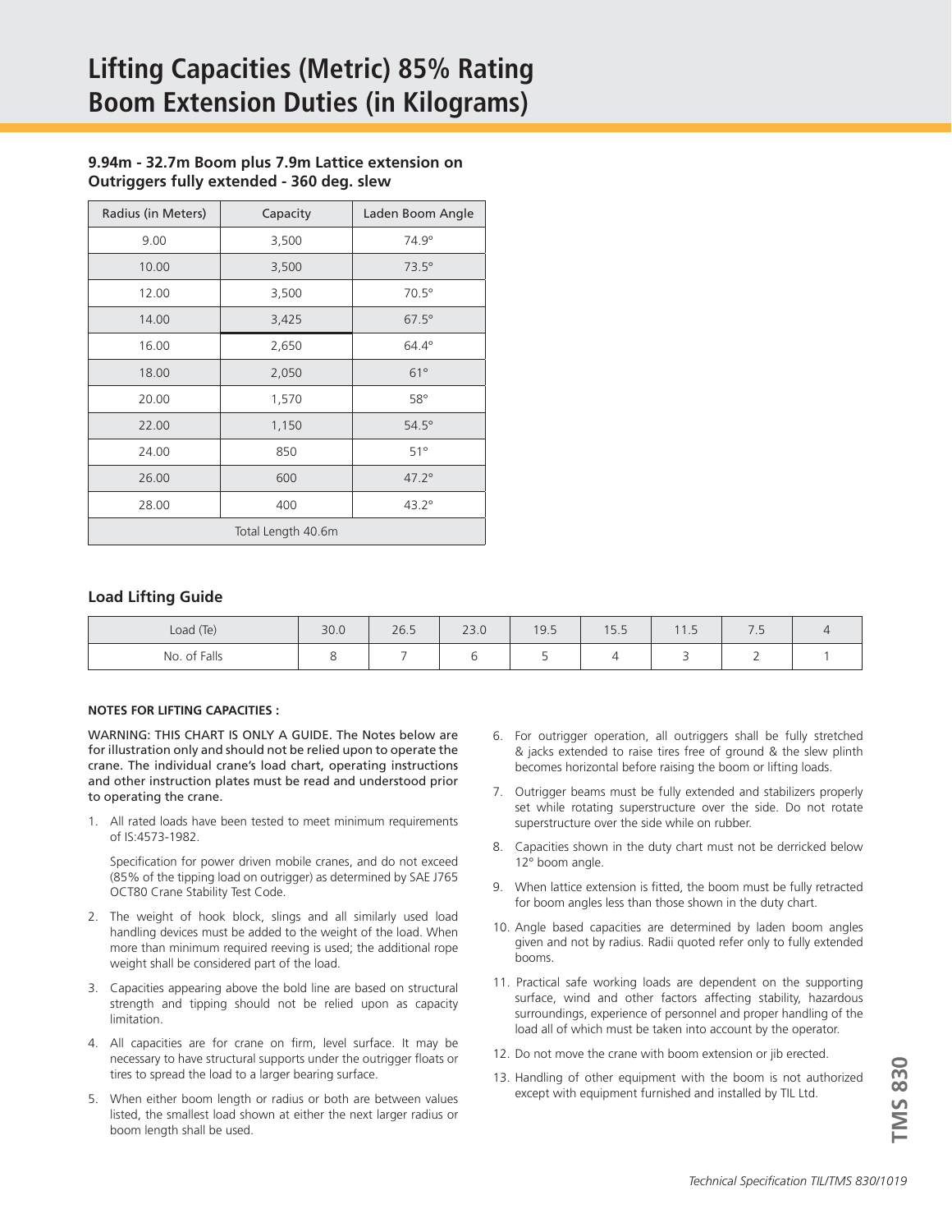# Lifting Capacities (Metric) 85% Rating Boom Extension Duties (in Kilograms)

### 9.94m - 32.7m Boom plus 7.9m Lattice extension on Outriggers fully extended - 360 deg. slew

| Radius (in Meters) | Capacity | Laden Boom Angle |
|---|---|---|
| 9.00 | 3,500 | 74.9° |
| 10.00 | 3,500 | 73.5° |
| 12.00 | 3,500 | 70.5° |
| 14.00 | 3,425 | 67.5° |
| 16.00 | 2,650 | 64.4° |
| 18.00 | 2,050 | 61° |
| 20.00 | 1,570 | 58° |
| 22.00 | 1,150 | 54.5° |
| 24.00 | 850 | 51° |
| 26.00 | 600 | 47.2° |
| 28.00 | 400 | 43.2° |
| Total Length 40.6m | | |

### Load Lifting Guide

| Load (Te) | 30.0 | 26.5 | 23.0 | 19.5 | 15.5 | 11.5 | 7.5 | 4 |
|---|---|---|---|---|---|---|---|---|
| No. of Falls | 8 | 7 | 6 | 5 | 4 | 3 | 2 | 1 |

**NOTES FOR LIFTING CAPACITIES :**

WARNING: THIS CHART IS ONLY A GUIDE. The Notes below are for illustration only and should not be relied upon to operate the crane. The individual crane's load chart, operating instructions and other instruction plates must be read and understood prior to operating the crane.

1. All rated loads have been tested to meet minimum requirements of IS:4573-1982.

   Specification for power driven mobile cranes, and do not exceed (85% of the tipping load on outrigger) as determined by SAE J765 OCT80 Crane Stability Test Code.

2. The weight of hook block, slings and all similarly used load handling devices must be added to the weight of the load. When more than minimum required reeving is used; the additional rope weight shall be considered part of the load.
3. Capacities appearing above the bold line are based on structural strength and tipping should not be relied upon as capacity limitation.
4. All capacities are for crane on firm, level surface. It may be necessary to have structural supports under the outrigger floats or tires to spread the load to a larger bearing surface.
5. When either boom length or radius or both are between values listed, the smallest load shown at either the next larger radius or boom length shall be used.
6. For outrigger operation, all outriggers shall be fully stretched & jacks extended to raise tires free of ground & the slew plinth becomes horizontal before raising the boom or lifting loads.
7. Outrigger beams must be fully extended and stabilizers properly set while rotating superstructure over the side. Do not rotate superstructure over the side while on rubber.
8. Capacities shown in the duty chart must not be derricked below 12° boom angle.
9. When lattice extension is fitted, the boom must be fully retracted for boom angles less than those shown in the duty chart.
10. Angle based capacities are determined by laden boom angles given and not by radius. Radii quoted refer only to fully extended booms.
11. Practical safe working loads are dependent on the supporting surface, wind and other factors affecting stability, hazardous surroundings, experience of personnel and proper handling of the load all of which must be taken into account by the operator.
12. Do not move the crane with boom extension or jib erected.
13. Handling of other equipment with the boom is not authorized except with equipment furnished and installed by TIL Ltd.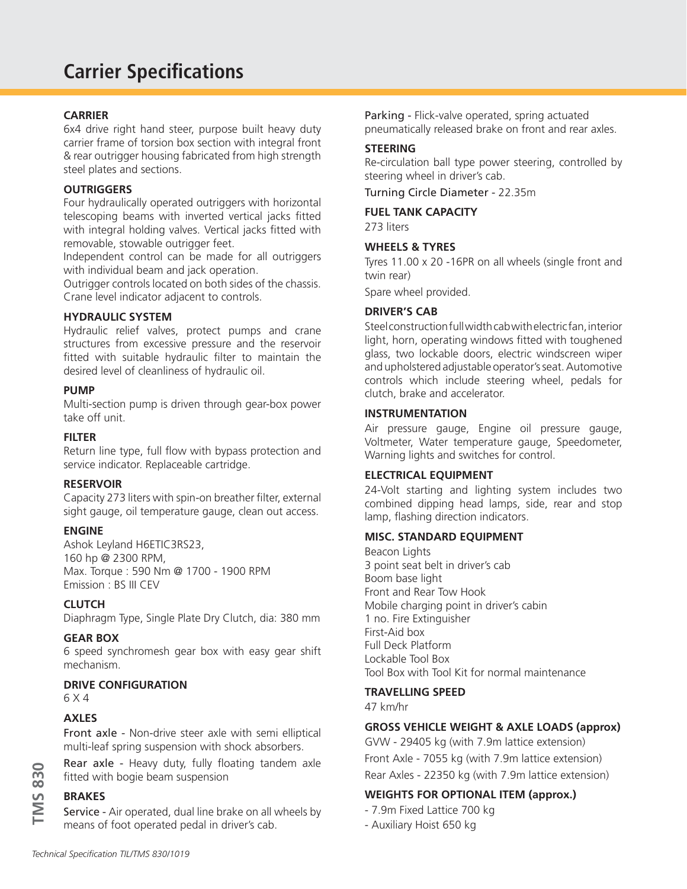# Carrier Specifications

### CARRIER

6x4 drive right hand steer, purpose built heavy duty carrier frame of torsion box section with integral front & rear outrigger housing fabricated from high strength steel plates and sections.

### OUTRIGGERS

Four hydraulically operated outriggers with horizontal telescoping beams with inverted vertical jacks fitted with integral holding valves. Vertical jacks fitted with removable, stowable outrigger feet.

Independent control can be made for all outriggers with individual beam and jack operation.

Outrigger controls located on both sides of the chassis. Crane level indicator adjacent to controls.

### HYDRAULIC SYSTEM

Hydraulic relief valves, protect pumps and crane structures from excessive pressure and the reservoir fitted with suitable hydraulic filter to maintain the desired level of cleanliness of hydraulic oil.

### PUMP

Multi-section pump is driven through gear-box power take off unit.

### FILTER

Return line type, full flow with bypass protection and service indicator. Replaceable cartridge.

### RESERVOIR

Capacity 273 liters with spin-on breather filter, external sight gauge, oil temperature gauge, clean out access.

### ENGINE

Ashok Leyland H6ETIC3RS23,
160 hp @ 2300 RPM,
Max. Torque : 590 Nm @ 1700 - 1900 RPM
Emission : BS III CEV

### CLUTCH

Diaphragm Type, Single Plate Dry Clutch, dia: 380 mm

### GEAR BOX

6 speed synchromesh gear box with easy gear shift mechanism.

### DRIVE CONFIGURATION

6 X 4

### AXLES

Front axle - Non-drive steer axle with semi elliptical multi-leaf spring suspension with shock absorbers.

Rear axle - Heavy duty, fully floating tandem axle fitted with bogie beam suspension

### BRAKES

Service - Air operated, dual line brake on all wheels by means of foot operated pedal in driver's cab.

Parking - Flick-valve operated, spring actuated pneumatically released brake on front and rear axles.

### STEERING

Re-circulation ball type power steering, controlled by steering wheel in driver's cab.

Turning Circle Diameter - 22.35m

### FUEL TANK CAPACITY

273 liters

### WHEELS & TYRES

Tyres 11.00 x 20 -16PR on all wheels (single front and twin rear)

Spare wheel provided.

### DRIVER'S CAB

Steel construction full width cab with electric fan, interior light, horn, operating windows fitted with toughened glass, two lockable doors, electric windscreen wiper and upholstered adjustable operator's seat. Automotive controls which include steering wheel, pedals for clutch, brake and accelerator.

### INSTRUMENTATION

Air pressure gauge, Engine oil pressure gauge, Voltmeter, Water temperature gauge, Speedometer, Warning lights and switches for control.

### ELECTRICAL EQUIPMENT

24-Volt starting and lighting system includes two combined dipping head lamps, side, rear and stop lamp, flashing direction indicators.

### MISC. STANDARD EQUIPMENT

Beacon Lights
3 point seat belt in driver's cab
Boom base light
Front and Rear Tow Hook
Mobile charging point in driver's cabin
1 no. Fire Extinguisher
First-Aid box
Full Deck Platform
Lockable Tool Box
Tool Box with Tool Kit for normal maintenance

### TRAVELLING SPEED

47 km/hr

### GROSS VEHICLE WEIGHT & AXLE LOADS (approx)

GVW - 29405 kg (with 7.9m lattice extension)

Front Axle - 7055 kg (with 7.9m lattice extension)

Rear Axles - 22350 kg (with 7.9m lattice extension)

### WEIGHTS FOR OPTIONAL ITEM (approx.)

- 7.9m Fixed Lattice 700 kg
- Auxiliary Hoist 650 kg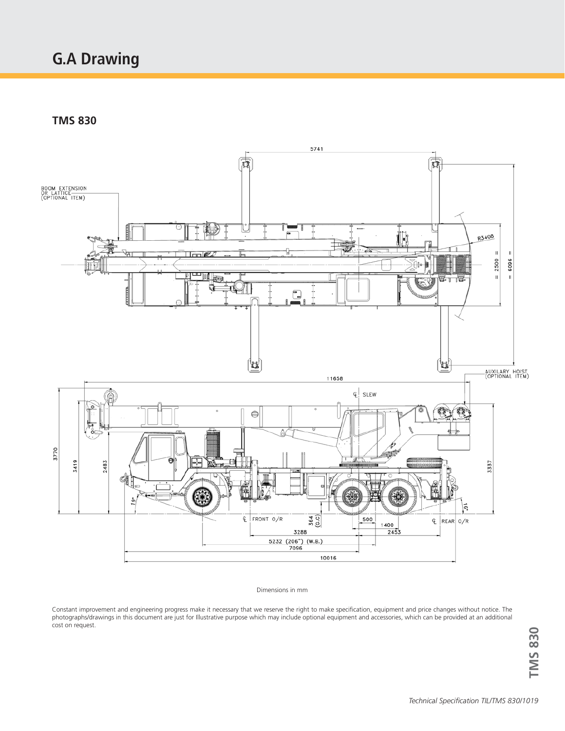# G.A Drawing

## TMS 830

BOOM EXTENSION OR LATTICE (OPTIONAL ITEM)

5741

R3408

2500

6096

AUXILARY HOIST (OPTIONAL ITEM)

11658

℄ SLEW

3770

3419

2483

3337

19°

16°

℄ FRONT O/R

364 (G.C)

500

1400

℄ REAR O/R

3288

2453

5232 (206") (W.B.)

7096

10016

Dimensions in mm

Constant improvement and engineering progress make it necessary that we reserve the right to make specification, equipment and price changes without notice. The photographs/drawings in this document are just for Illustrative purpose which may include optional equipment and accessories, which can be provided at an additional cost on request.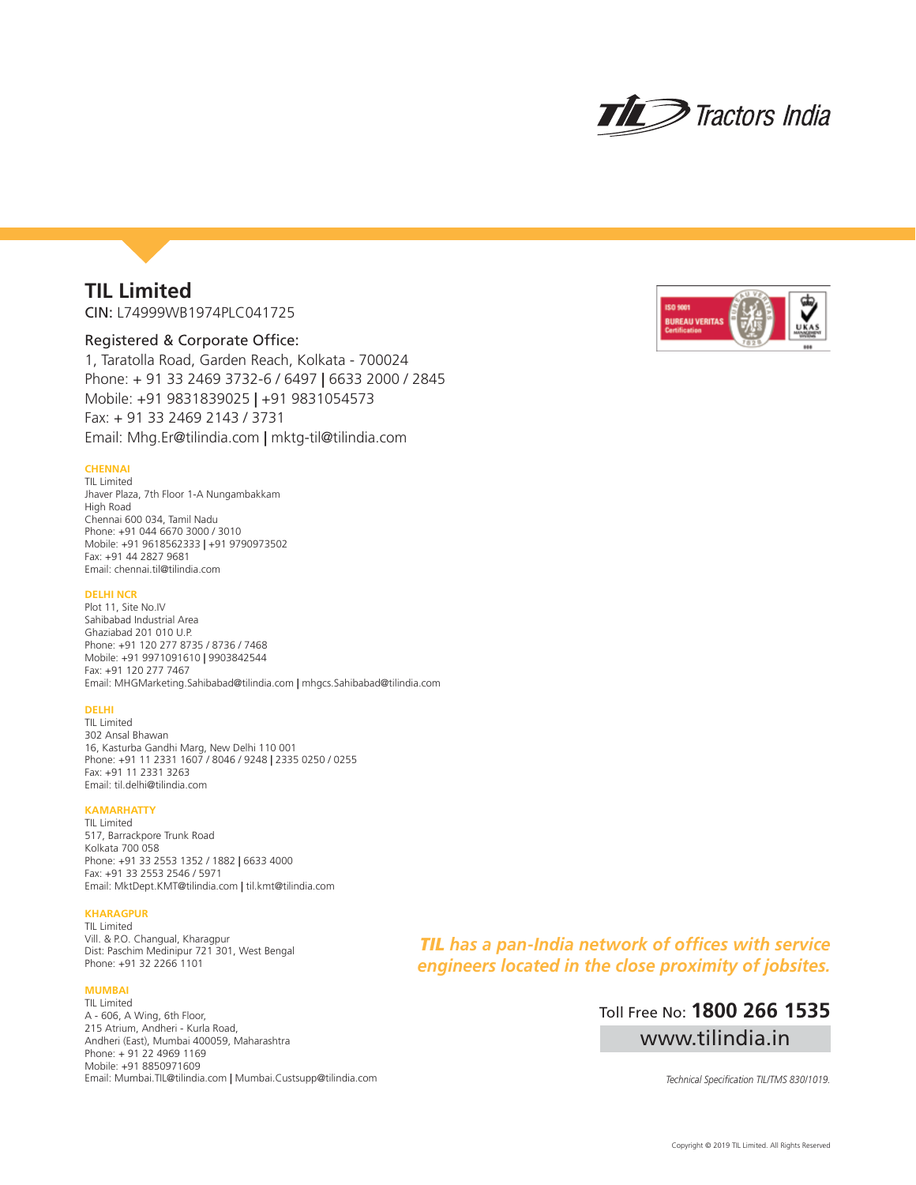TIL Tractors India

## TIL Limited

**CIN:** L74999WB1974PLC041725

Registered & Corporate Office:
1, Taratolla Road, Garden Reach, Kolkata - 700024
Phone: + 91 33 2469 3732-6 / 6497 | 6633 2000 / 2845
Mobile: +91 9831839025 | +91 9831054573
Fax: + 91 33 2469 2143 / 3731
Email: Mhg.Er@tilindia.com | mktg-til@tilindia.com

ISO 9001 BUREAU VERITAS Certification UKAS

**CHENNAI**
TIL Limited
Jhaver Plaza, 7th Floor 1-A Nungambakkam
High Road
Chennai 600 034, Tamil Nadu
Phone: +91 044 6670 3000 / 3010
Mobile: +91 9618562333 | +91 9790973502
Fax: +91 44 2827 9681
Email: chennai.til@tilindia.com

**DELHI NCR**
Plot 11, Site No.IV
Sahibabad Industrial Area
Ghaziabad 201 010 U.P.
Phone: +91 120 277 8735 / 8736 / 7468
Mobile: +91 9971091610 | 9903842544
Fax: +91 120 277 7467
Email: MHGMarketing.Sahibabad@tilindia.com | mhgcs.Sahibabad@tilindia.com

**DELHI**
TIL Limited
302 Ansal Bhawan
16, Kasturba Gandhi Marg, New Delhi 110 001
Phone: +91 11 2331 1607 / 8046 / 9248 | 2335 0250 / 0255
Fax: +91 11 2331 3263
Email: til.delhi@tilindia.com

**KAMARHATTY**
TIL Limited
517, Barrackpore Trunk Road
Kolkata 700 058
Phone: +91 33 2553 1352 / 1882 | 6633 4000
Fax: +91 33 2553 2546 / 5971
Email: MktDept.KMT@tilindia.com | til.kmt@tilindia.com

**KHARAGPUR**
TIL Limited
Vill. & P.O. Changual, Kharagpur
Dist: Paschim Medinipur 721 301, West Bengal
Phone: +91 32 2266 1101

**MUMBAI**
TIL Limited
A - 606, A Wing, 6th Floor,
215 Atrium, Andheri - Kurla Road,
Andheri (East), Mumbai 400059, Maharashtra
Phone: + 91 22 4969 1169
Mobile: +91 8850971609
Email: Mumbai.TIL@tilindia.com | Mumbai.Custsupp@tilindia.com

***TIL has a pan-India network of offices with service engineers located in the close proximity of jobsites.***

Toll Free No: **1800 266 1535**

www.tilindia.in

*Technical Specification TIL/TMS 830/1019.*

Copyright © 2019 TIL Limited. All Rights Reserved